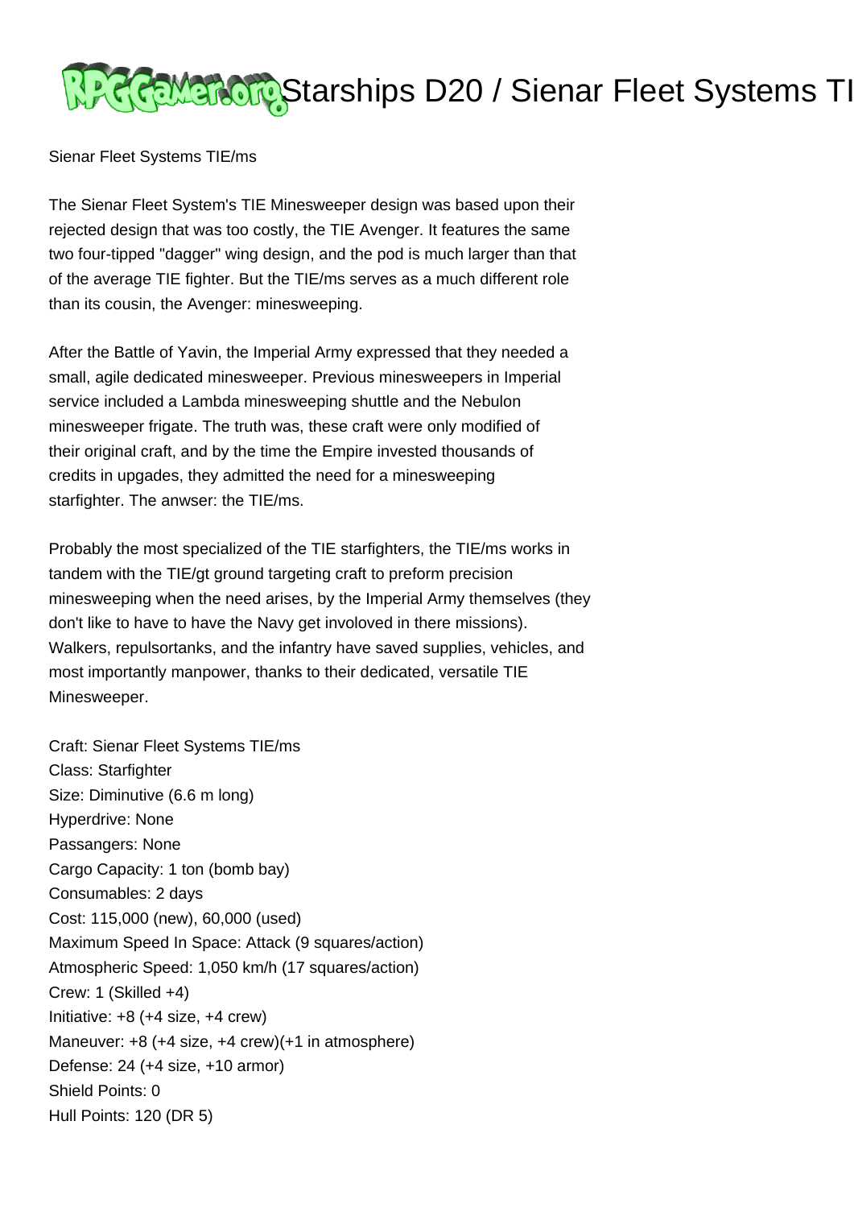# Starships D20 / Sienar Fleet Systems TI

Sienar Fleet Systems TIE/ms

The Sienar Fleet System's TIE Minesweeper design was based upon their rejected design that was too costly, the TIE Avenger. It features the same two four-tipped "dagger" wing design, and the pod is much larger than that of the average TIE fighter. But the TIE/ms serves as a much different role than its cousin, the Avenger: minesweeping.

After the Battle of Yavin, the Imperial Army expressed that they needed a small, agile dedicated minesweeper. Previous minesweepers in Imperial service included a Lambda minesweeping shuttle and the Nebulon minesweeper frigate. The truth was, these craft were only modified of their original craft, and by the time the Empire invested thousands of credits in upgades, they admitted the need for a minesweeping starfighter. The anwser: the TIE/ms.

Probably the most specialized of the TIE starfighters, the TIE/ms works in tandem with the TIE/gt ground targeting craft to preform precision minesweeping when the need arises, by the Imperial Army themselves (they don't like to have to have the Navy get involoved in there missions). Walkers, repulsortanks, and the infantry have saved supplies, vehicles, and most importantly manpower, thanks to their dedicated, versatile TIE Minesweeper.

Craft: Sienar Fleet Systems TIE/ms
Class: Starfighter
Size: Diminutive (6.6 m long)
Hyperdrive: None
Passangers: None
Cargo Capacity: 1 ton (bomb bay)
Consumables: 2 days
Cost: 115,000 (new), 60,000 (used)
Maximum Speed In Space: Attack (9 squares/action)
Atmospheric Speed: 1,050 km/h (17 squares/action)
Crew: 1 (Skilled +4)
Initiative: +8 (+4 size, +4 crew)
Maneuver: +8 (+4 size, +4 crew)(+1 in atmosphere)
Defense: 24 (+4 size, +10 armor)
Shield Points: 0
Hull Points: 120 (DR 5)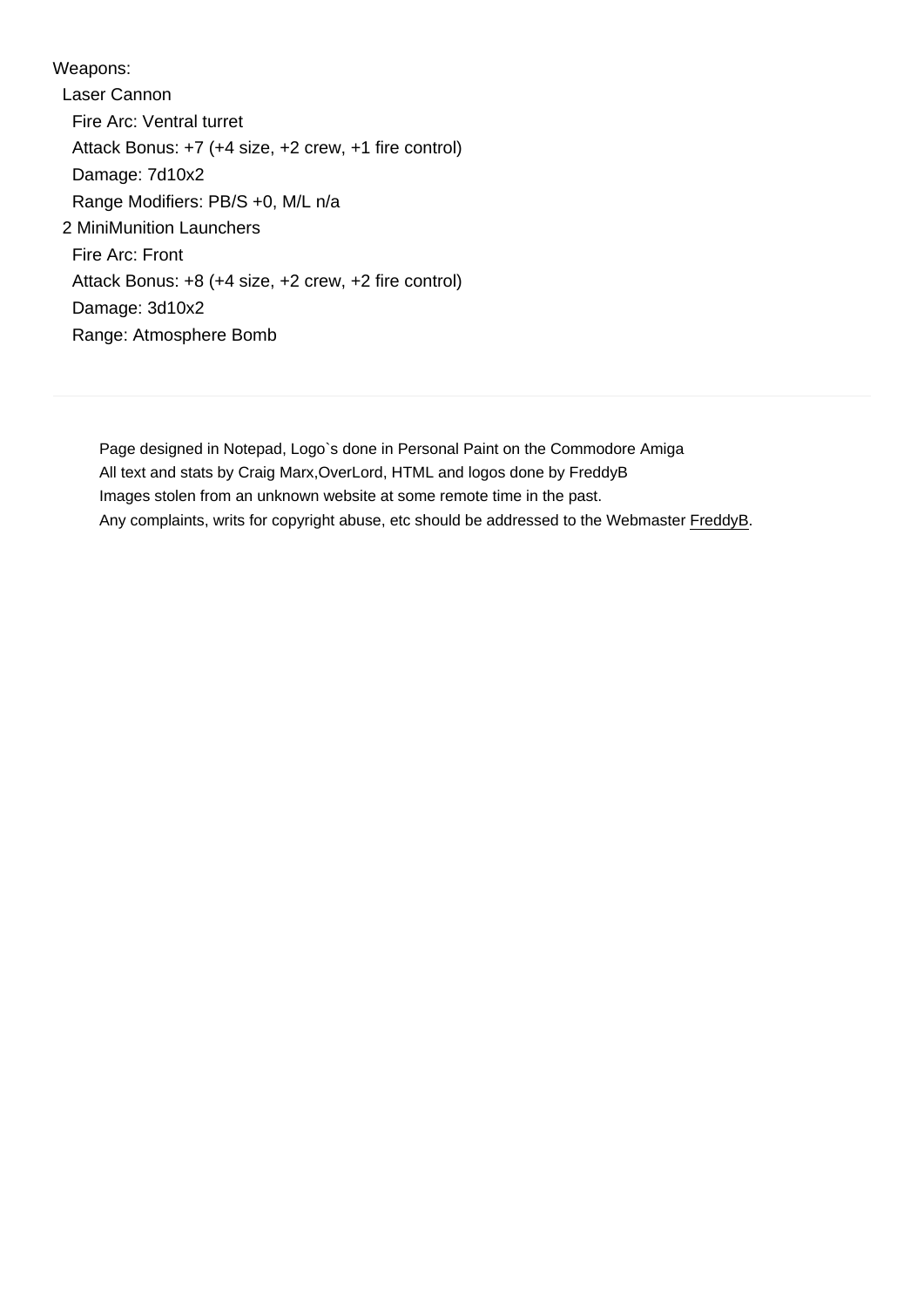Weapons:

- Laser Cannon
  - Fire Arc: Ventral turret
  - Attack Bonus: +7 (+4 size, +2 crew, +1 fire control)
  - Damage: 7d10x2
  - Range Modifiers: PB/S +0, M/L n/a
- 2 MiniMunition Launchers
  - Fire Arc: Front
  - Attack Bonus: +8 (+4 size, +2 crew, +2 fire control)
  - Damage: 3d10x2
  - Range: Atmosphere Bomb

---

Page designed in Notepad, Logo`s done in Personal Paint on the Commodore Amiga
All text and stats by Craig Marx,OverLord, HTML and logos done by FreddyB
Images stolen from an unknown website at some remote time in the past.
Any complaints, writs for copyright abuse, etc should be addressed to the Webmaster FreddyB.